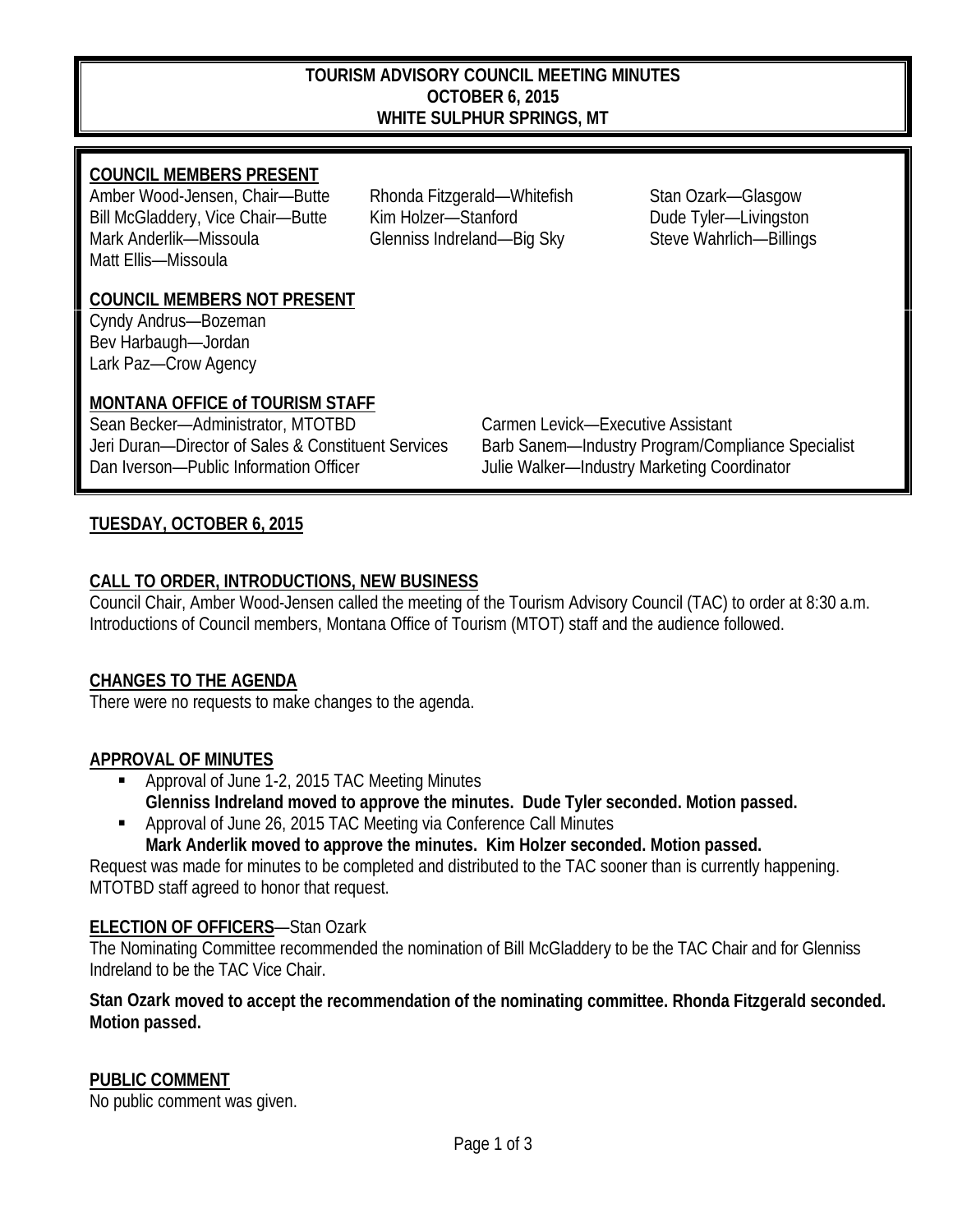# TOURISM ADVISORY COUNCIL MEETING MINUTES
# OCTOBER 6, 2015
# WHITE SULPHUR SPRINGS, MT

## COUNCIL MEMBERS PRESENT

Amber Wood-Jensen, Chair—Butte
Bill McGladdery, Vice Chair—Butte
Mark Anderlik—Missoula
Matt Ellis—Missoula
Rhonda Fitzgerald—Whitefish
Kim Holzer—Stanford
Glenniss Indreland—Big Sky
Stan Ozark—Glasgow
Dude Tyler—Livingston
Steve Wahrlich—Billings

## COUNCIL MEMBERS NOT PRESENT

Cyndy Andrus—Bozeman
Bev Harbaugh—Jordan
Lark Paz—Crow Agency

## MONTANA OFFICE of TOURISM STAFF

Sean Becker—Administrator, MTOTBD
Jeri Duran—Director of Sales & Constituent Services
Dan Iverson—Public Information Officer
Carmen Levick—Executive Assistant
Barb Sanem—Industry Program/Compliance Specialist
Julie Walker—Industry Marketing Coordinator

## TUESDAY, OCTOBER 6, 2015

### CALL TO ORDER, INTRODUCTIONS, NEW BUSINESS

Council Chair, Amber Wood-Jensen called the meeting of the Tourism Advisory Council (TAC) to order at 8:30 a.m. Introductions of Council members, Montana Office of Tourism (MTOT) staff and the audience followed.

### CHANGES TO THE AGENDA

There were no requests to make changes to the agenda.

### APPROVAL OF MINUTES

- Approval of June 1-2, 2015 TAC Meeting Minutes
  **Glenniss Indreland moved to approve the minutes. Dude Tyler seconded. Motion passed.**
- Approval of June 26, 2015 TAC Meeting via Conference Call Minutes
  **Mark Anderlik moved to approve the minutes. Kim Holzer seconded. Motion passed.**

Request was made for minutes to be completed and distributed to the TAC sooner than is currently happening. MTOTBD staff agreed to honor that request.

### ELECTION OF OFFICERS—Stan Ozark

The Nominating Committee recommended the nomination of Bill McGladdery to be the TAC Chair and for Glenniss Indreland to be the TAC Vice Chair.

**Stan Ozark moved to accept the recommendation of the nominating committee. Rhonda Fitzgerald seconded. Motion passed.**

### PUBLIC COMMENT

No public comment was given.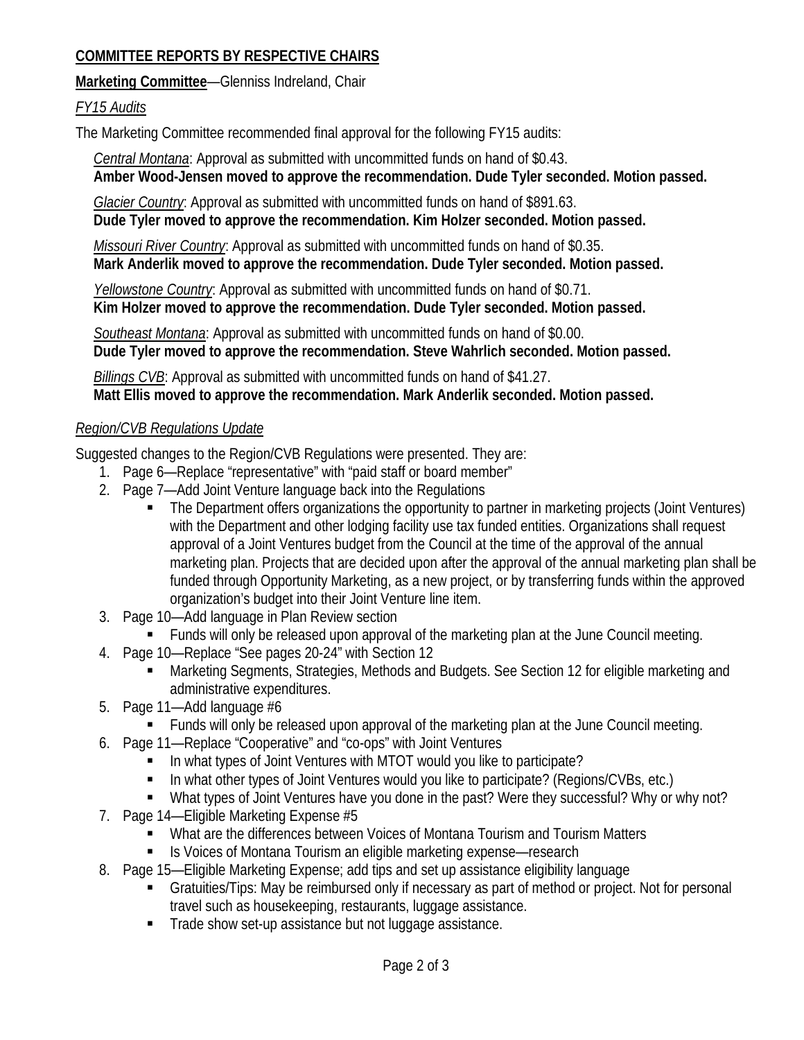**COMMITTEE REPORTS BY RESPECTIVE CHAIRS**

**Marketing Committee**—Glenniss Indreland, Chair

*FY15 Audits*

The Marketing Committee recommended final approval for the following FY15 audits:

*Central Montana*: Approval as submitted with uncommitted funds on hand of $0.43.
**Amber Wood-Jensen moved to approve the recommendation. Dude Tyler seconded. Motion passed.**

*Glacier Country*: Approval as submitted with uncommitted funds on hand of $891.63.
**Dude Tyler moved to approve the recommendation. Kim Holzer seconded. Motion passed.**

*Missouri River Country*: Approval as submitted with uncommitted funds on hand of $0.35.
**Mark Anderlik moved to approve the recommendation. Dude Tyler seconded. Motion passed.**

*Yellowstone Country*: Approval as submitted with uncommitted funds on hand of $0.71.
**Kim Holzer moved to approve the recommendation. Dude Tyler seconded. Motion passed.**

*Southeast Montana*: Approval as submitted with uncommitted funds on hand of $0.00.
**Dude Tyler moved to approve the recommendation. Steve Wahrlich seconded. Motion passed.**

*Billings CVB*: Approval as submitted with uncommitted funds on hand of $41.27.
**Matt Ellis moved to approve the recommendation. Mark Anderlik seconded. Motion passed.**

*Region/CVB Regulations Update*

Suggested changes to the Region/CVB Regulations were presented. They are:

1. Page 6—Replace "representative" with "paid staff or board member"
2. Page 7—Add Joint Venture language back into the Regulations
   - The Department offers organizations the opportunity to partner in marketing projects (Joint Ventures) with the Department and other lodging facility use tax funded entities. Organizations shall request approval of a Joint Ventures budget from the Council at the time of the approval of the annual marketing plan. Projects that are decided upon after the approval of the annual marketing plan shall be funded through Opportunity Marketing, as a new project, or by transferring funds within the approved organization's budget into their Joint Venture line item.
3. Page 10—Add language in Plan Review section
   - Funds will only be released upon approval of the marketing plan at the June Council meeting.
4. Page 10—Replace "See pages 20-24" with Section 12
   - Marketing Segments, Strategies, Methods and Budgets. See Section 12 for eligible marketing and administrative expenditures.
5. Page 11—Add language #6
   - Funds will only be released upon approval of the marketing plan at the June Council meeting.
6. Page 11—Replace "Cooperative" and "co-ops" with Joint Ventures
   - In what types of Joint Ventures with MTOT would you like to participate?
   - In what other types of Joint Ventures would you like to participate? (Regions/CVBs, etc.)
   - What types of Joint Ventures have you done in the past? Were they successful? Why or why not?
7. Page 14—Eligible Marketing Expense #5
   - What are the differences between Voices of Montana Tourism and Tourism Matters
   - Is Voices of Montana Tourism an eligible marketing expense—research
8. Page 15—Eligible Marketing Expense; add tips and set up assistance eligibility language
   - Gratuities/Tips: May be reimbursed only if necessary as part of method or project. Not for personal travel such as housekeeping, restaurants, luggage assistance.
   - Trade show set-up assistance but not luggage assistance.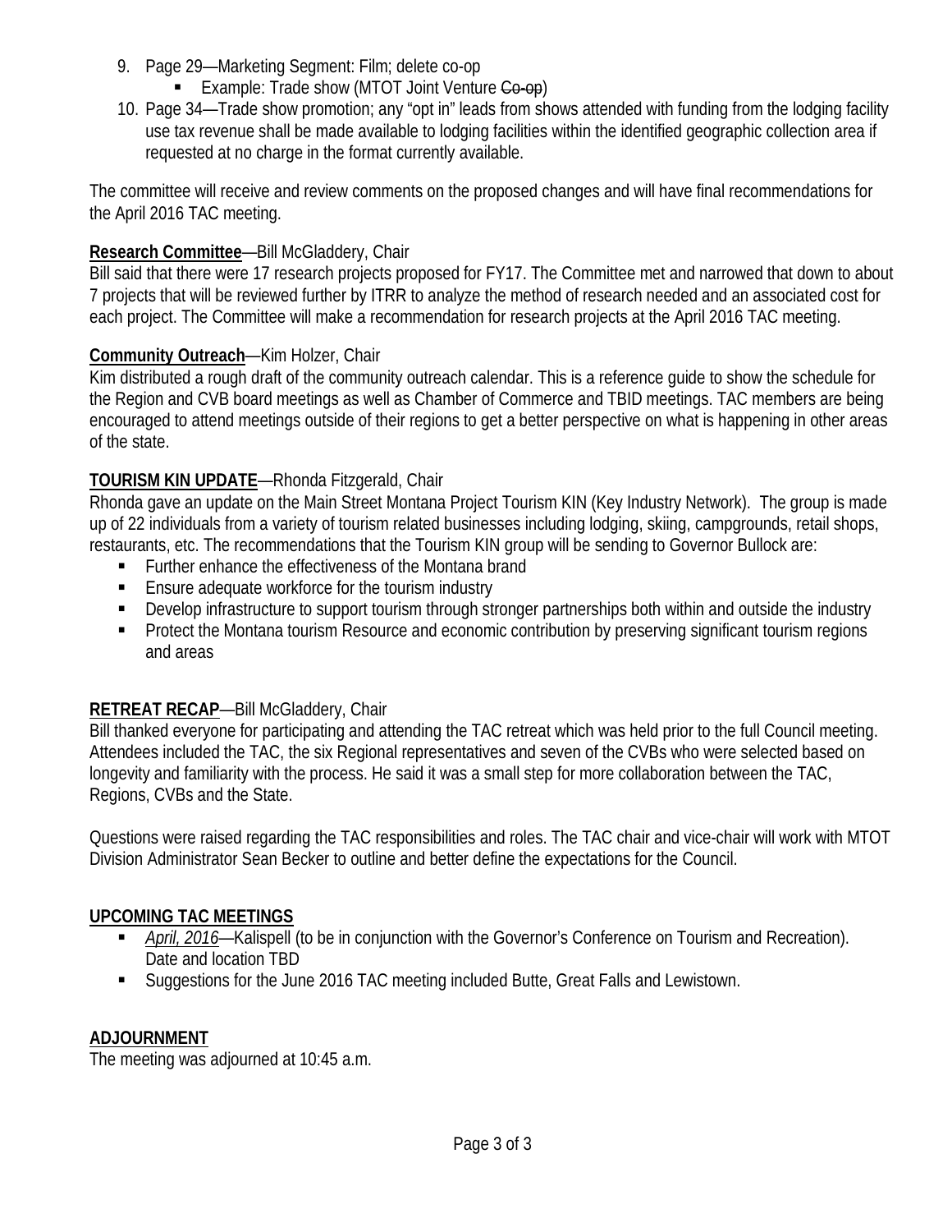9. Page 29—Marketing Segment: Film; delete co-op
   - Example: Trade show (MTOT Joint Venture ~~Co-op~~)
10. Page 34—Trade show promotion; any "opt in" leads from shows attended with funding from the lodging facility use tax revenue shall be made available to lodging facilities within the identified geographic collection area if requested at no charge in the format currently available.

The committee will receive and review comments on the proposed changes and will have final recommendations for the April 2016 TAC meeting.

**Research Committee**—Bill McGladdery, Chair

Bill said that there were 17 research projects proposed for FY17. The Committee met and narrowed that down to about 7 projects that will be reviewed further by ITRR to analyze the method of research needed and an associated cost for each project. The Committee will make a recommendation for research projects at the April 2016 TAC meeting.

**Community Outreach**—Kim Holzer, Chair

Kim distributed a rough draft of the community outreach calendar. This is a reference guide to show the schedule for the Region and CVB board meetings as well as Chamber of Commerce and TBID meetings. TAC members are being encouraged to attend meetings outside of their regions to get a better perspective on what is happening in other areas of the state.

**TOURISM KIN UPDATE**—Rhonda Fitzgerald, Chair

Rhonda gave an update on the Main Street Montana Project Tourism KIN (Key Industry Network). The group is made up of 22 individuals from a variety of tourism related businesses including lodging, skiing, campgrounds, retail shops, restaurants, etc. The recommendations that the Tourism KIN group will be sending to Governor Bullock are:

- Further enhance the effectiveness of the Montana brand
- Ensure adequate workforce for the tourism industry
- Develop infrastructure to support tourism through stronger partnerships both within and outside the industry
- Protect the Montana tourism Resource and economic contribution by preserving significant tourism regions and areas

**RETREAT RECAP**—Bill McGladdery, Chair

Bill thanked everyone for participating and attending the TAC retreat which was held prior to the full Council meeting. Attendees included the TAC, the six Regional representatives and seven of the CVBs who were selected based on longevity and familiarity with the process. He said it was a small step for more collaboration between the TAC, Regions, CVBs and the State.

Questions were raised regarding the TAC responsibilities and roles. The TAC chair and vice-chair will work with MTOT Division Administrator Sean Becker to outline and better define the expectations for the Council.

**UPCOMING TAC MEETINGS**

- *April, 2016*—Kalispell (to be in conjunction with the Governor's Conference on Tourism and Recreation). Date and location TBD
- Suggestions for the June 2016 TAC meeting included Butte, Great Falls and Lewistown.

**ADJOURNMENT**

The meeting was adjourned at 10:45 a.m.